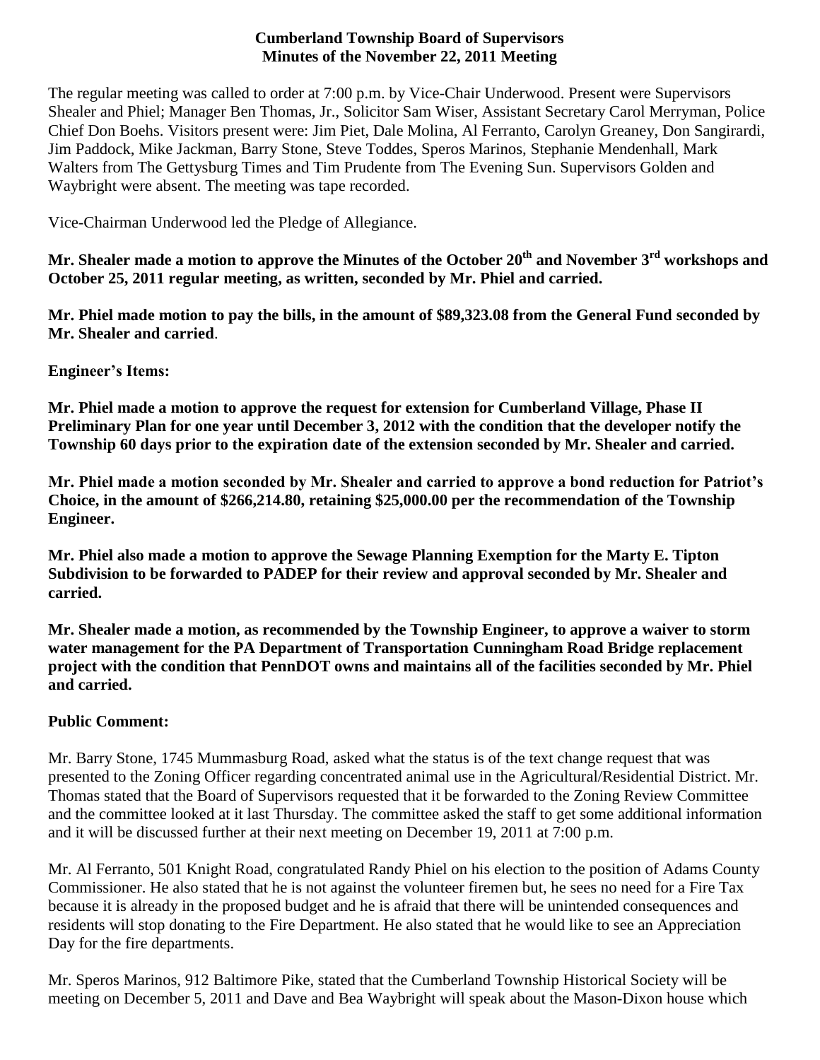**Cumberland Township Board of Supervisors**
**Minutes of the November 22, 2011 Meeting**

The regular meeting was called to order at 7:00 p.m. by Vice-Chair Underwood. Present were Supervisors Shealer and Phiel; Manager Ben Thomas, Jr., Solicitor Sam Wiser, Assistant Secretary Carol Merryman, Police Chief Don Boehs. Visitors present were: Jim Piet, Dale Molina, Al Ferranto, Carolyn Greaney, Don Sangirardi, Jim Paddock, Mike Jackman, Barry Stone, Steve Toddes, Speros Marinos, Stephanie Mendenhall, Mark Walters from The Gettysburg Times and Tim Prudente from The Evening Sun. Supervisors Golden and Waybright were absent. The meeting was tape recorded.

Vice-Chairman Underwood led the Pledge of Allegiance.

**Mr. Shealer made a motion to approve the Minutes of the October 20th and November 3rd workshops and October 25, 2011 regular meeting, as written, seconded by Mr. Phiel and carried.**

**Mr. Phiel made motion to pay the bills, in the amount of $89,323.08 from the General Fund seconded by Mr. Shealer and carried**.

**Engineer's Items:**

**Mr. Phiel made a motion to approve the request for extension for Cumberland Village, Phase II Preliminary Plan for one year until December 3, 2012 with the condition that the developer notify the Township 60 days prior to the expiration date of the extension seconded by Mr. Shealer and carried.**

**Mr. Phiel made a motion seconded by Mr. Shealer and carried to approve a bond reduction for Patriot's Choice, in the amount of $266,214.80, retaining $25,000.00 per the recommendation of the Township Engineer.**

**Mr. Phiel also made a motion to approve the Sewage Planning Exemption for the Marty E. Tipton Subdivision to be forwarded to PADEP for their review and approval seconded by Mr. Shealer and carried.**

**Mr. Shealer made a motion, as recommended by the Township Engineer, to approve a waiver to storm water management for the PA Department of Transportation Cunningham Road Bridge replacement project with the condition that PennDOT owns and maintains all of the facilities seconded by Mr. Phiel and carried.**

**Public Comment:**

Mr. Barry Stone, 1745 Mummasburg Road, asked what the status is of the text change request that was presented to the Zoning Officer regarding concentrated animal use in the Agricultural/Residential District. Mr. Thomas stated that the Board of Supervisors requested that it be forwarded to the Zoning Review Committee and the committee looked at it last Thursday. The committee asked the staff to get some additional information and it will be discussed further at their next meeting on December 19, 2011 at 7:00 p.m.

Mr. Al Ferranto, 501 Knight Road, congratulated Randy Phiel on his election to the position of Adams County Commissioner. He also stated that he is not against the volunteer firemen but, he sees no need for a Fire Tax because it is already in the proposed budget and he is afraid that there will be unintended consequences and residents will stop donating to the Fire Department. He also stated that he would like to see an Appreciation Day for the fire departments.

Mr. Speros Marinos, 912 Baltimore Pike, stated that the Cumberland Township Historical Society will be meeting on December 5, 2011 and Dave and Bea Waybright will speak about the Mason-Dixon house which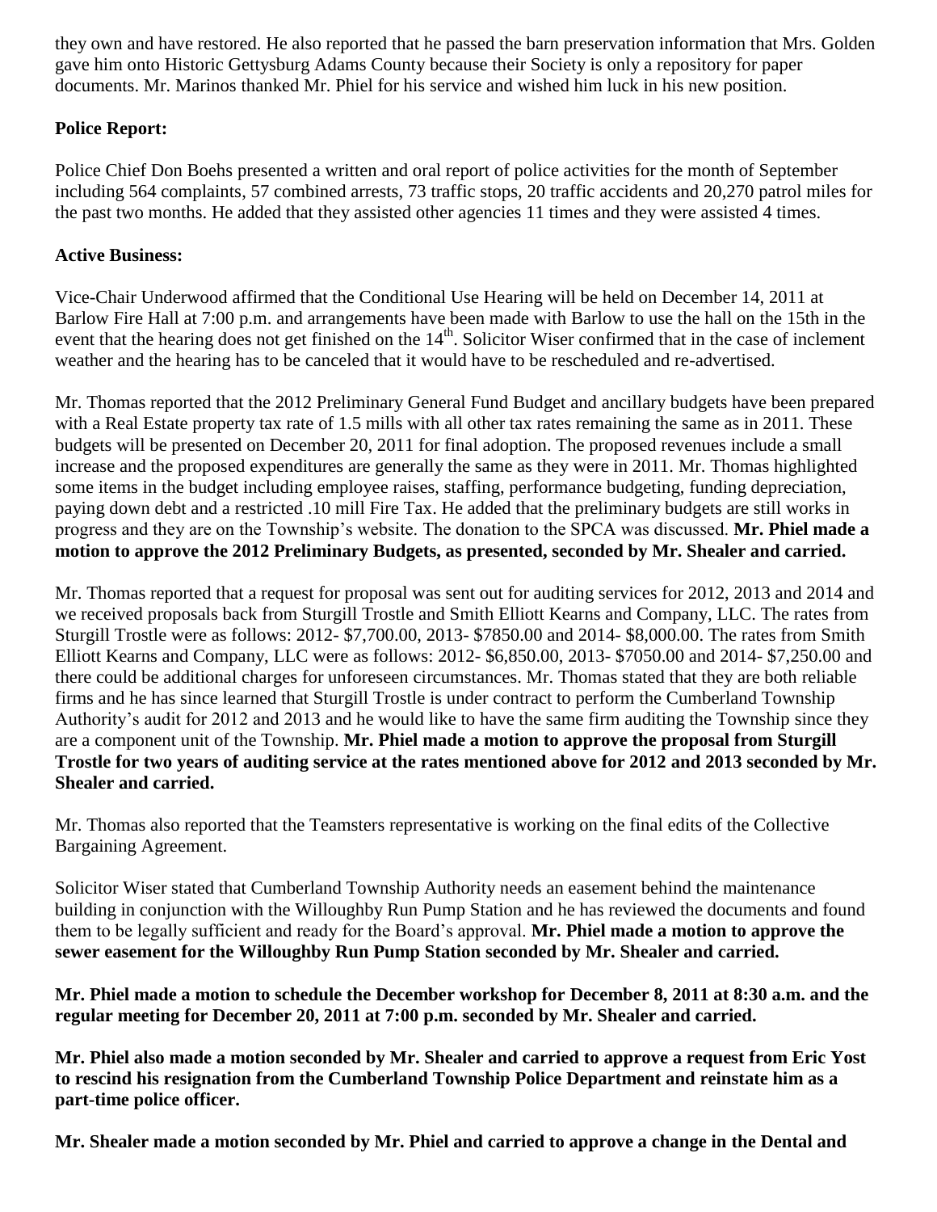they own and have restored. He also reported that he passed the barn preservation information that Mrs. Golden gave him onto Historic Gettysburg Adams County because their Society is only a repository for paper documents. Mr. Marinos thanked Mr. Phiel for his service and wished him luck in his new position.

**Police Report:**

Police Chief Don Boehs presented a written and oral report of police activities for the month of September including 564 complaints, 57 combined arrests, 73 traffic stops, 20 traffic accidents and 20,270 patrol miles for the past two months. He added that they assisted other agencies 11 times and they were assisted 4 times.

**Active Business:**

Vice-Chair Underwood affirmed that the Conditional Use Hearing will be held on December 14, 2011 at Barlow Fire Hall at 7:00 p.m. and arrangements have been made with Barlow to use the hall on the 15th in the event that the hearing does not get finished on the 14th. Solicitor Wiser confirmed that in the case of inclement weather and the hearing has to be canceled that it would have to be rescheduled and re-advertised.

Mr. Thomas reported that the 2012 Preliminary General Fund Budget and ancillary budgets have been prepared with a Real Estate property tax rate of 1.5 mills with all other tax rates remaining the same as in 2011. These budgets will be presented on December 20, 2011 for final adoption. The proposed revenues include a small increase and the proposed expenditures are generally the same as they were in 2011. Mr. Thomas highlighted some items in the budget including employee raises, staffing, performance budgeting, funding depreciation, paying down debt and a restricted .10 mill Fire Tax. He added that the preliminary budgets are still works in progress and they are on the Township's website. The donation to the SPCA was discussed. **Mr. Phiel made a motion to approve the 2012 Preliminary Budgets, as presented, seconded by Mr. Shealer and carried.**

Mr. Thomas reported that a request for proposal was sent out for auditing services for 2012, 2013 and 2014 and we received proposals back from Sturgill Trostle and Smith Elliott Kearns and Company, LLC. The rates from Sturgill Trostle were as follows: 2012- $7,700.00, 2013- $7850.00 and 2014- $8,000.00. The rates from Smith Elliott Kearns and Company, LLC were as follows: 2012- $6,850.00, 2013- $7050.00 and 2014- $7,250.00 and there could be additional charges for unforeseen circumstances. Mr. Thomas stated that they are both reliable firms and he has since learned that Sturgill Trostle is under contract to perform the Cumberland Township Authority's audit for 2012 and 2013 and he would like to have the same firm auditing the Township since they are a component unit of the Township. **Mr. Phiel made a motion to approve the proposal from Sturgill Trostle for two years of auditing service at the rates mentioned above for 2012 and 2013 seconded by Mr. Shealer and carried.**

Mr. Thomas also reported that the Teamsters representative is working on the final edits of the Collective Bargaining Agreement.

Solicitor Wiser stated that Cumberland Township Authority needs an easement behind the maintenance building in conjunction with the Willoughby Run Pump Station and he has reviewed the documents and found them to be legally sufficient and ready for the Board's approval. **Mr. Phiel made a motion to approve the sewer easement for the Willoughby Run Pump Station seconded by Mr. Shealer and carried.**

**Mr. Phiel made a motion to schedule the December workshop for December 8, 2011 at 8:30 a.m. and the regular meeting for December 20, 2011 at 7:00 p.m. seconded by Mr. Shealer and carried.**

**Mr. Phiel also made a motion seconded by Mr. Shealer and carried to approve a request from Eric Yost to rescind his resignation from the Cumberland Township Police Department and reinstate him as a part-time police officer.**

**Mr. Shealer made a motion seconded by Mr. Phiel and carried to approve a change in the Dental and**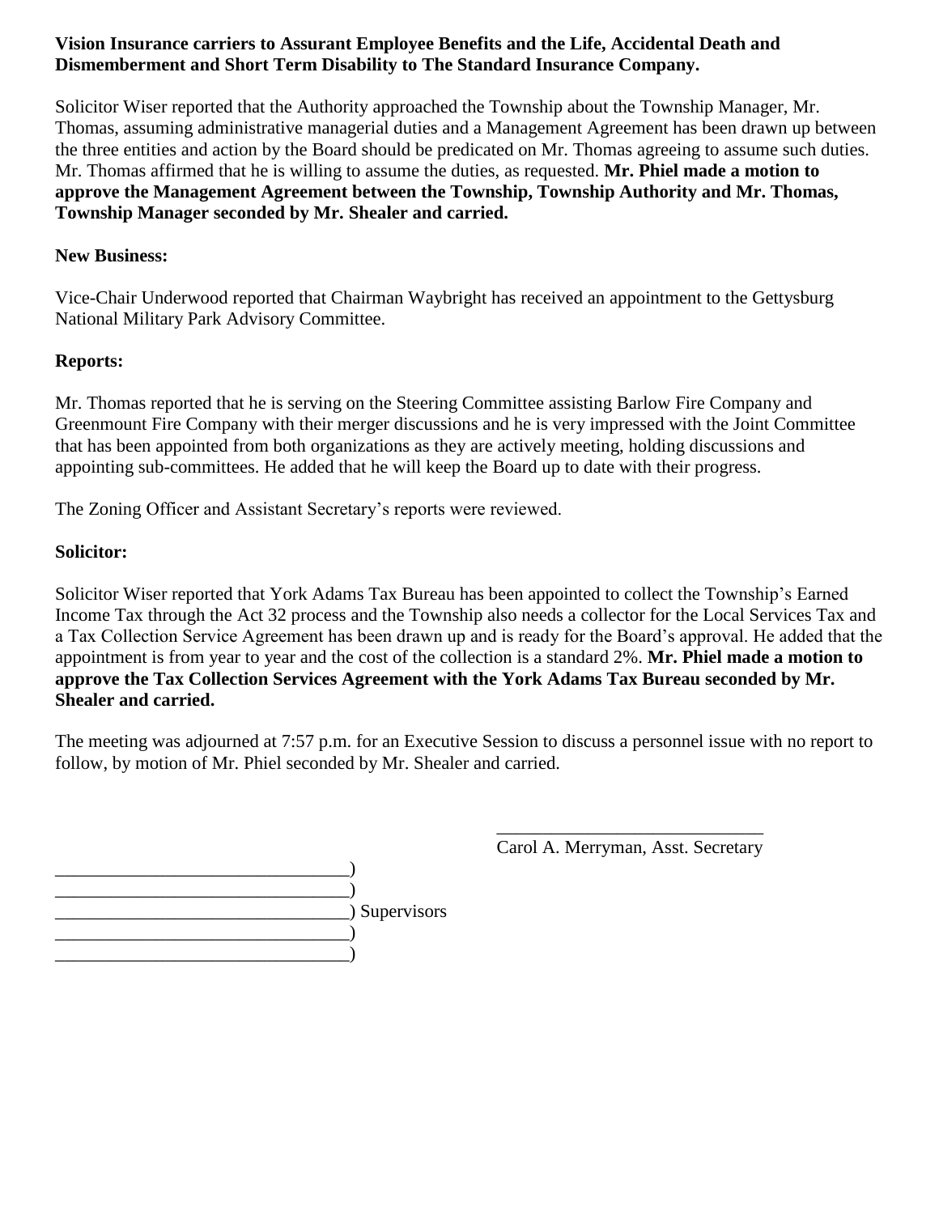**Vision Insurance carriers to Assurant Employee Benefits and the Life, Accidental Death and Dismemberment and Short Term Disability to The Standard Insurance Company.**

Solicitor Wiser reported that the Authority approached the Township about the Township Manager, Mr. Thomas, assuming administrative managerial duties and a Management Agreement has been drawn up between the three entities and action by the Board should be predicated on Mr. Thomas agreeing to assume such duties. Mr. Thomas affirmed that he is willing to assume the duties, as requested. **Mr. Phiel made a motion to approve the Management Agreement between the Township, Township Authority and Mr. Thomas, Township Manager seconded by Mr. Shealer and carried.**

**New Business:**

Vice-Chair Underwood reported that Chairman Waybright has received an appointment to the Gettysburg National Military Park Advisory Committee.

**Reports:**

Mr. Thomas reported that he is serving on the Steering Committee assisting Barlow Fire Company and Greenmount Fire Company with their merger discussions and he is very impressed with the Joint Committee that has been appointed from both organizations as they are actively meeting, holding discussions and appointing sub-committees. He added that he will keep the Board up to date with their progress.

The Zoning Officer and Assistant Secretary's reports were reviewed.

**Solicitor:**

Solicitor Wiser reported that York Adams Tax Bureau has been appointed to collect the Township's Earned Income Tax through the Act 32 process and the Township also needs a collector for the Local Services Tax and a Tax Collection Service Agreement has been drawn up and is ready for the Board's approval. He added that the appointment is from year to year and the cost of the collection is a standard 2%. **Mr. Phiel made a motion to approve the Tax Collection Services Agreement with the York Adams Tax Bureau seconded by Mr. Shealer and carried.**

The meeting was adjourned at 7:57 p.m. for an Executive Session to discuss a personnel issue with no report to follow, by motion of Mr. Phiel seconded by Mr. Shealer and carried.

\_\_\_\_\_\_\_\_\_\_\_\_\_\_\_\_\_\_\_\_\_\_\_\_\_\_\_\_\_\_
Carol A. Merryman, Asst. Secretary

\_\_\_\_\_\_\_\_\_\_\_\_\_\_\_\_\_\_\_\_\_\_\_\_\_\_\_\_\_\_)
\_\_\_\_\_\_\_\_\_\_\_\_\_\_\_\_\_\_\_\_\_\_\_\_\_\_\_\_\_\_)
\_\_\_\_\_\_\_\_\_\_\_\_\_\_\_\_\_\_\_\_\_\_\_\_\_\_\_\_\_\_) Supervisors
\_\_\_\_\_\_\_\_\_\_\_\_\_\_\_\_\_\_\_\_\_\_\_\_\_\_\_\_\_\_)
\_\_\_\_\_\_\_\_\_\_\_\_\_\_\_\_\_\_\_\_\_\_\_\_\_\_\_\_\_\_)